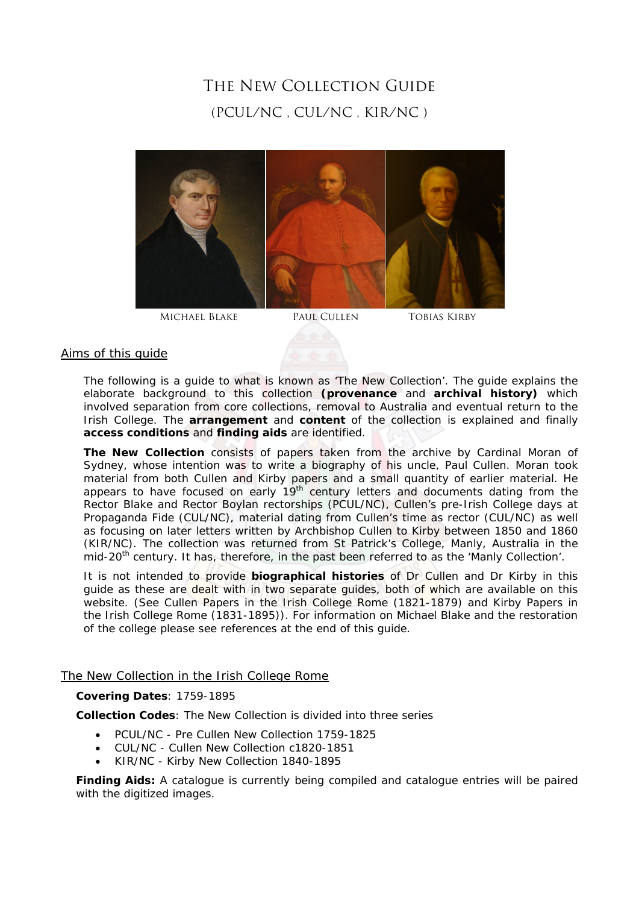# The New Collection Guide

## (PCUL/NC , CUL/NC , KIR/NC )

Michael Blake    Paul Cullen    Tobias Kirby

## Aims of this guide

The following is a guide to what is known as 'The New Collection'. The guide explains the elaborate background to this collection **(provenance** and **archival history)** which involved separation from core collections, removal to Australia and eventual return to the Irish College. The **arrangement** and **content** of the collection is explained and finally **access conditions** and **finding aids** are identified.

**The New Collection** consists of papers taken from the archive by Cardinal Moran of Sydney, whose intention was to write a biography of his uncle, Paul Cullen. Moran took material from both Cullen and Kirby papers and a small quantity of earlier material. He appears to have focused on early 19th century letters and documents dating from the Rector Blake and Rector Boylan rectorships (PCUL/NC), Cullen's pre-Irish College days at Propaganda Fide (CUL/NC), material dating from Cullen's time as rector (CUL/NC) as well as focusing on later letters written by Archbishop Cullen to Kirby between 1850 and 1860 (KIR/NC). The collection was returned from St Patrick's College, Manly, Australia in the mid-20th century. It has, therefore, in the past been referred to as the 'Manly Collection'.

It is not intended to provide **biographical histories** of Dr Cullen and Dr Kirby in this guide as these are dealt with in two separate guides, both of which are available on this website. (See Cullen Papers in the Irish College Rome (1821-1879) and Kirby Papers in the Irish College Rome (1831-1895)). For information on Michael Blake and the restoration of the college please see references at the end of this guide.

## The New Collection in the Irish College Rome

**Covering Dates**: 1759-1895

**Collection Codes**: The New Collection is divided into three series

- PCUL/NC - Pre Cullen New Collection 1759-1825
- CUL/NC - Cullen New Collection c1820-1851
- KIR/NC - Kirby New Collection 1840-1895

**Finding Aids:** A catalogue is currently being compiled and catalogue entries will be paired with the digitized images.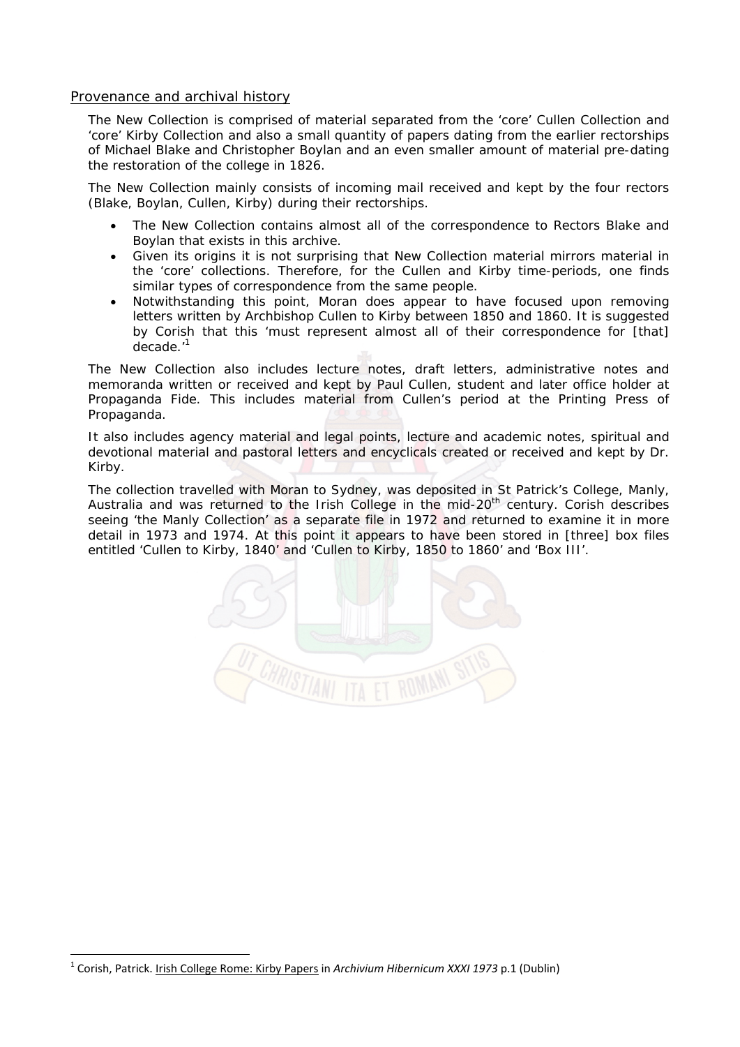## Provenance and archival history

The New Collection is comprised of material separated from the 'core' Cullen Collection and 'core' Kirby Collection and also a small quantity of papers dating from the earlier rectorships of Michael Blake and Christopher Boylan and an even smaller amount of material pre-dating the restoration of the college in 1826.

The New Collection mainly consists of incoming mail received and kept by the four rectors (Blake, Boylan, Cullen, Kirby) during their rectorships.

- The New Collection contains almost all of the correspondence to Rectors Blake and Boylan that exists in this archive.
- Given its origins it is not surprising that New Collection material mirrors material in the 'core' collections. Therefore, for the Cullen and Kirby time-periods, one finds similar types of correspondence from the same people.
- Notwithstanding this point, Moran does appear to have focused upon removing letters written by Archbishop Cullen to Kirby between 1850 and 1860. It is suggested by Corish that this 'must represent almost all of their correspondence for [that] decade.'[1]

The New Collection also includes lecture notes, draft letters, administrative notes and memoranda written or received and kept by Paul Cullen, student and later office holder at Propaganda Fide. This includes material from Cullen's period at the Printing Press of Propaganda.

It also includes agency material and legal points, lecture and academic notes, spiritual and devotional material and pastoral letters and encyclicals created or received and kept by Dr. Kirby.

The collection travelled with Moran to Sydney, was deposited in St Patrick's College, Manly, Australia and was returned to the Irish College in the mid-20th century. Corish describes seeing 'the Manly Collection' as a separate file in 1972 and returned to examine it in more detail in 1973 and 1974. At this point it appears to have been stored in [three] box files entitled 'Cullen to Kirby, 1840' and 'Cullen to Kirby, 1850 to 1860' and 'Box III'.

---

[1] Corish, Patrick. Irish College Rome: Kirby Papers in *Archivium Hibernicum XXXI 1973* p.1 (Dublin)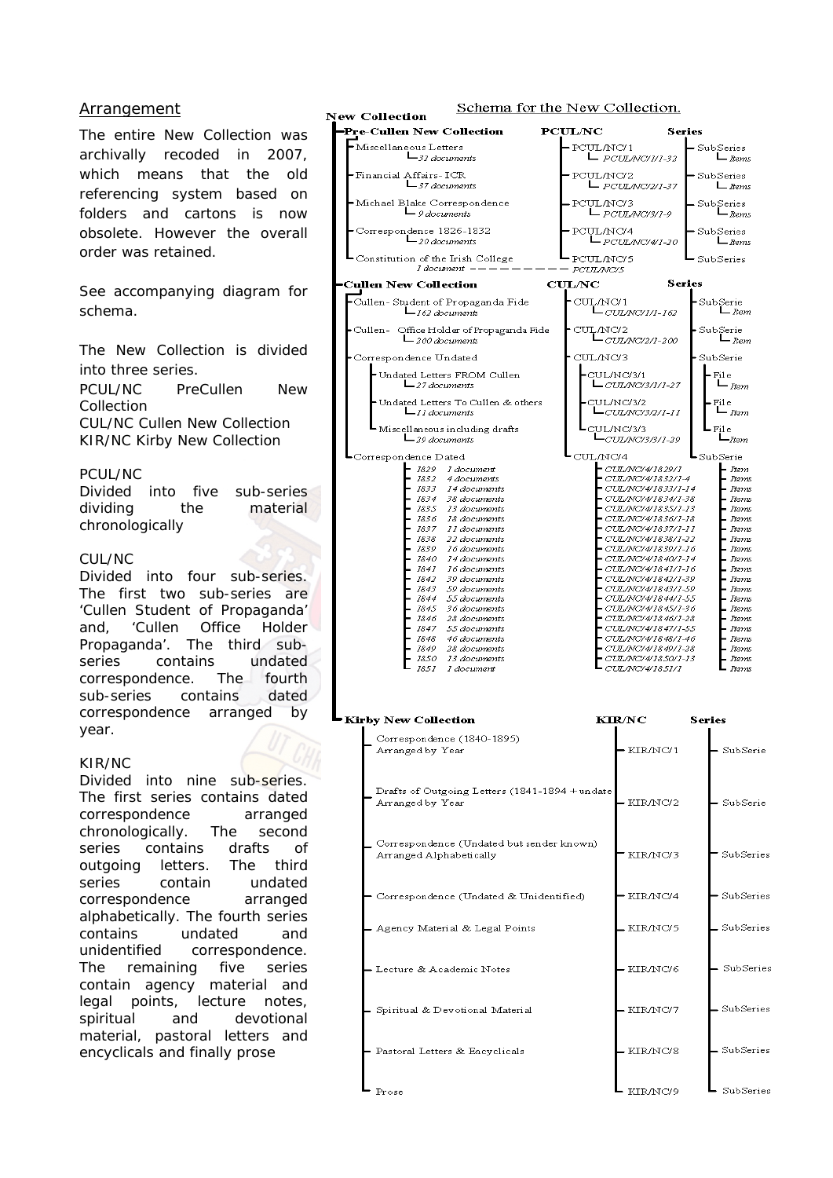## Arrangement

The entire New Collection was archivally recoded in 2007, which means that the old referencing system based on folders and cartons is now obsolete. However the overall order was retained.

See accompanying diagram for schema.

The New Collection is divided into three series.

PCUL/NC PreCullen New Collection
CUL/NC Cullen New Collection
KIR/NC Kirby New Collection

PCUL/NC
Divided into five sub-series dividing the material chronologically

CUL/NC
Divided into four sub-series. The first two sub-series are 'Cullen Student of Propaganda' and, 'Cullen Office Holder Propaganda'. The third sub-series contains undated correspondence. The fourth sub-series contains dated correspondence arranged by year.

KIR/NC
Divided into nine sub-series. The first series contains dated correspondence arranged chronologically. The second series contains drafts of outgoing letters. The third series contain undated correspondence arranged alphabetically. The fourth series contains undated and unidentified correspondence. The remaining five series contain agency material and legal points, lecture notes, spiritual and devotional material, pastoral letters and encyclicals and finally prose

### Schema for the New Collection.

**New Collection**

**Pre-Cullen New Collection** — **PCUL/NC** — **Series**

| Description | Reference | Level |
|---|---|---|
| Miscellaneous Letters (32 documents) | PCUL/NC/1 (PCUL/NC/1/1-32) | SubSeries (Items) |
| Financial Affairs- ICR (37 documents) | PCUL/NC/2 (PCUL/NC/2/1-37) | SubSeries (Items) |
| Michael Blake Correspondence (9 documents) | PCUL/NC/3 (PCUL/NC/3/1-9) | SubSeries (Items) |
| Correspondence 1826-1832 (20 documents) | PCUL/NC/4 (PCUL/NC/4/1-20) | SubSeries (Items) |
| Constitution of the Irish College (1 document) | PCUL/NC/5 | SubSeries |

**Cullen New Collection** — **CUL/NC** — **Series**

| Description | Reference | Level |
|---|---|---|
| Cullen- Student of Propaganda Fide (162 documents) | CUL/NC/1 (CUL/NC/1/1-162) | SubSerie (Item) |
| Cullen- Office Holder of Propaganda Fide (200 documents) | CUL/NC/2 (CUL/NC/2/1-200) | SubSerie (Item) |
| Correspondence Undated | CUL/NC/3 | SubSerie |
| Undated Letters FROM Cullen (27 documents) | CUL/NC/3/1 (CUL/NC/3/1/1-27) | File (Item) |
| Undated Letters To Cullen & others (11 documents) | CUL/NC/3/2 (CUL/NC/3/2/1-11) | File (Item) |
| Miscellaneous including drafts (39 documents) | CUL/NC/3/3 (CUL/NC/3/3/1-39) | File (Item) |
| Correspondence Dated | CUL/NC/4 | SubSerie |
| 1829 1 document | CUL/NC/4/1829/1 | Item |
| 1832 4 documents | CUL/NC/4/1832/1-4 | Items |
| 1833 14 documents | CUL/NC/4/1833/1-14 | Items |
| 1834 38 documents | CUL/NC/4/1834/1-38 | Items |
| 1835 13 documents | CUL/NC/4/1835/1-13 | Items |
| 1836 18 documents | CUL/NC/4/1836/1-18 | Items |
| 1837 11 documents | CUL/NC/4/1837/1-11 | Items |
| 1838 22 documents | CUL/NC/4/1838/1-22 | Items |
| 1839 16 documents | CUL/NC/4/1839/1-16 | Items |
| 1840 14 documents | CUL/NC/4/1840/1-14 | Items |
| 1841 16 documents | CUL/NC/4/1841/1-16 | Items |
| 1842 39 documents | CUL/NC/4/1842/1-39 | Items |
| 1843 59 documents | CUL/NC/4/1843/1-59 | Items |
| 1844 55 documents | CUL/NC/4/1844/1-55 | Items |
| 1845 36 documents | CUL/NC/4/1845/1-36 | Items |
| 1846 28 documents | CUL/NC/4/1846/1-28 | Items |
| 1847 55 documents | CUL/NC/4/1847/1-55 | Items |
| 1848 46 documents | CUL/NC/4/1848/1-46 | Items |
| 1849 38 documents | CUL/NC/4/1849/1-38 | Items |
| 1850 13 documents | CUL/NC/4/1850/1-13 | Items |
| 1851 1 document | CUL/NC/4/1851/1 | Items |

**Kirby New Collection** — **KIR/NC** — **Series**

| Description | Reference | Level |
|---|---|---|
| Correspondence (1840-1895) Arranged by Year | KIR/NC/1 | SubSerie |
| Drafts of Outgoing Letters (1841-1894 + undate Arranged by Year | KIR/NC/2 | SubSerie |
| Correspondence (Undated but sender known) Arranged Alphabetically | KIR/NC/3 | SubSeries |
| Correspondence (Undated & Unidentified) | KIR/NC/4 | SubSeries |
| Agency Material & Legal Points | KIR/NC/5 | SubSeries |
| Lecture & Academic Notes | KIR/NC/6 | SubSeries |
| Spiritual & Devotional Material | KIR/NC/7 | SubSeries |
| Pastoral Letters & Encyclicals | KIR/NC/8 | SubSeries |
| Prose | KIR/NC/9 | SubSeries |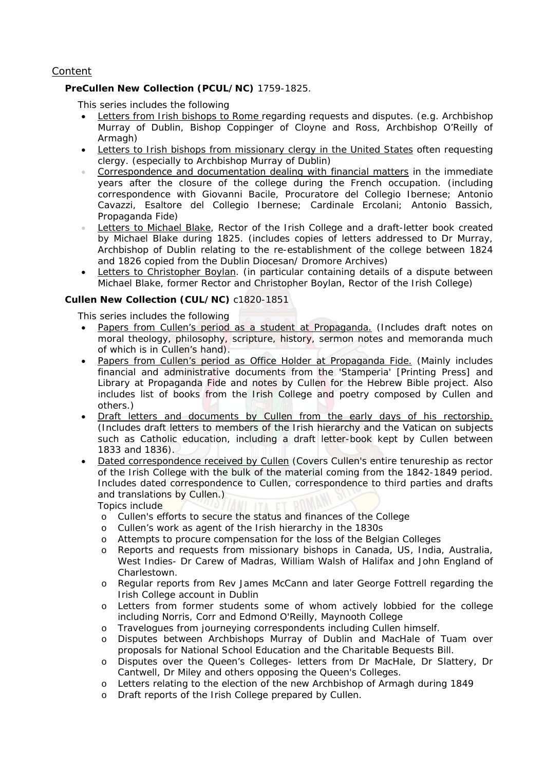## Content

**PreCullen New Collection (PCUL/NC)** 1759-1825.

This series includes the following

- Letters from Irish bishops to Rome regarding requests and disputes. (e.g. Archbishop Murray of Dublin, Bishop Coppinger of Cloyne and Ross, Archbishop O'Reilly of Armagh)
- Letters to Irish bishops from missionary clergy in the United States often requesting clergy. (especially to Archbishop Murray of Dublin)
- Correspondence and documentation dealing with financial matters in the immediate years after the closure of the college during the French occupation. (including correspondence with Giovanni Bacile, Procuratore del Collegio Ibernese; Antonio Cavazzi, Esaltore del Collegio Ibernese; Cardinale Ercolani; Antonio Bassich, Propaganda Fide)
- Letters to Michael Blake, Rector of the Irish College and a draft-letter book created by Michael Blake during 1825. (includes copies of letters addressed to Dr Murray, Archbishop of Dublin relating to the re-establishment of the college between 1824 and 1826 copied from the Dublin Diocesan/ Dromore Archives)
- Letters to Christopher Boylan. (in particular containing details of a dispute between Michael Blake, former Rector and Christopher Boylan, Rector of the Irish College)

**Cullen New Collection (CUL/NC)** c1820-1851

This series includes the following

- Papers from Cullen's period as a student at Propaganda. (Includes draft notes on moral theology, philosophy, scripture, history, sermon notes and memoranda much of which is in Cullen's hand).
- Papers from Cullen's period as Office Holder at Propaganda Fide. (Mainly includes financial and administrative documents from the 'Stamperia' [Printing Press] and Library at Propaganda Fide and notes by Cullen for the Hebrew Bible project. Also includes list of books from the Irish College and poetry composed by Cullen and others.)
- Draft letters and documents by Cullen from the early days of his rectorship. (Includes draft letters to members of the Irish hierarchy and the Vatican on subjects such as Catholic education, including a draft letter-book kept by Cullen between 1833 and 1836).
- Dated correspondence received by Cullen (Covers Cullen's entire tenureship as rector of the Irish College with the bulk of the material coming from the 1842-1849 period. Includes dated correspondence to Cullen, correspondence to third parties and drafts and translations by Cullen.)

  Topics include
  - Cullen's efforts to secure the status and finances of the College
  - Cullen's work as agent of the Irish hierarchy in the 1830s
  - Attempts to procure compensation for the loss of the Belgian Colleges
  - Reports and requests from missionary bishops in Canada, US, India, Australia, West Indies- Dr Carew of Madras, William Walsh of Halifax and John England of Charlestown.
  - Regular reports from Rev James McCann and later George Fottrell regarding the Irish College account in Dublin
  - Letters from former students some of whom actively lobbied for the college including Norris, Corr and Edmond O'Reilly, Maynooth College
  - Travelogues from journeying correspondents including Cullen himself.
  - Disputes between Archbishops Murray of Dublin and MacHale of Tuam over proposals for National School Education and the Charitable Bequests Bill.
  - Disputes over the Queen's Colleges- letters from Dr MacHale, Dr Slattery, Dr Cantwell, Dr Miley and others opposing the Queen's Colleges.
  - Letters relating to the election of the new Archbishop of Armagh during 1849
  - Draft reports of the Irish College prepared by Cullen.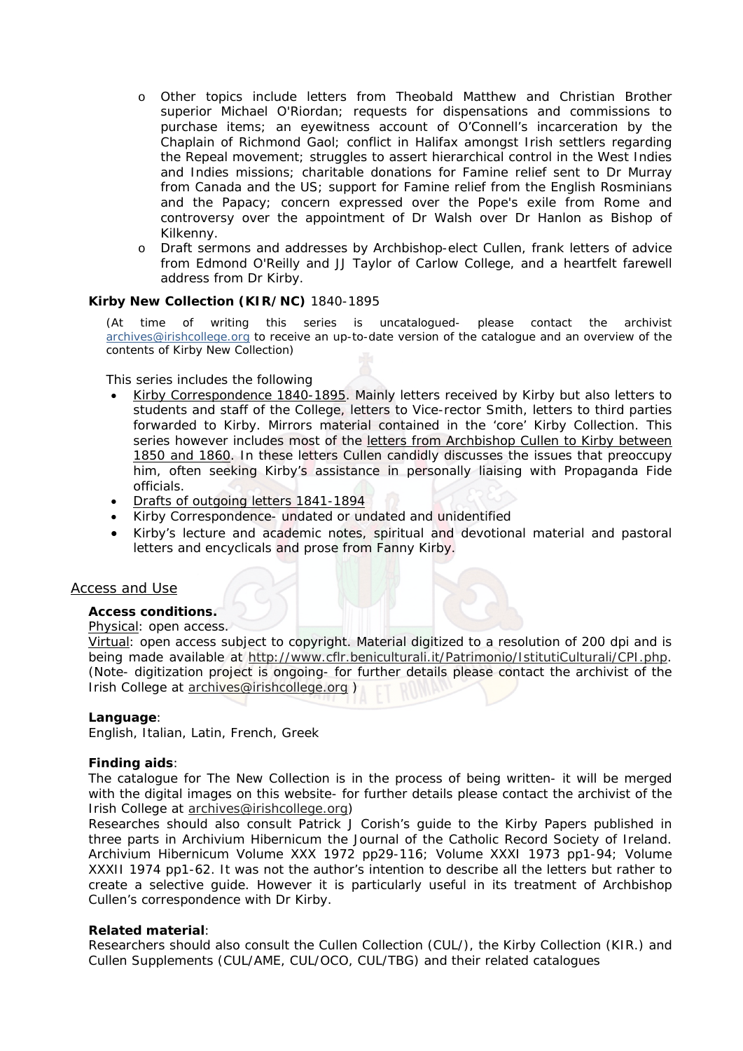- Other topics include letters from Theobald Matthew and Christian Brother superior Michael O'Riordan; requests for dispensations and commissions to purchase items; an eyewitness account of O'Connell's incarceration by the Chaplain of Richmond Gaol; conflict in Halifax amongst Irish settlers regarding the Repeal movement; struggles to assert hierarchical control in the West Indies and Indies missions; charitable donations for Famine relief sent to Dr Murray from Canada and the US; support for Famine relief from the English Rosminians and the Papacy; concern expressed over the Pope's exile from Rome and controversy over the appointment of Dr Walsh over Dr Hanlon as Bishop of Kilkenny.
- Draft sermons and addresses by Archbishop-elect Cullen, frank letters of advice from Edmond O'Reilly and JJ Taylor of Carlow College, and a heartfelt farewell address from Dr Kirby.

**Kirby New Collection (KIR/NC)** 1840-1895

(At time of writing this series is uncatalogued- please contact the archivist archives@irishcollege.org to receive an up-to-date version of the catalogue and an overview of the contents of Kirby New Collection)

This series includes the following

- Kirby Correspondence 1840-1895. Mainly letters received by Kirby but also letters to students and staff of the College, letters to Vice-rector Smith, letters to third parties forwarded to Kirby. Mirrors material contained in the 'core' Kirby Collection. This series however includes most of the letters from Archbishop Cullen to Kirby between 1850 and 1860. In these letters Cullen candidly discusses the issues that preoccupy him, often seeking Kirby's assistance in personally liaising with Propaganda Fide officials.
- Drafts of outgoing letters 1841-1894
- Kirby Correspondence- undated or undated and unidentified
- Kirby's lecture and academic notes, spiritual and devotional material and pastoral letters and encyclicals and prose from Fanny Kirby.

## Access and Use

**Access conditions.**

Physical: open access.

Virtual: open access subject to copyright. Material digitized to a resolution of 200 dpi and is being made available at http://www.cflr.beniculturali.it/Patrimonio/IstitutiCulturali/CPI.php. (Note- digitization project is ongoing- for further details please contact the archivist of the Irish College at archives@irishcollege.org )

**Language**:

English, Italian, Latin, French, Greek

**Finding aids**:

The catalogue for The New Collection is in the process of being written- it will be merged with the digital images on this website- for further details please contact the archivist of the Irish College at archives@irishcollege.org)

Researches should also consult Patrick J Corish's guide to the Kirby Papers published in three parts in Archivium Hibernicum the Journal of the Catholic Record Society of Ireland. Archivium Hibernicum Volume XXX 1972 pp29-116; Volume XXXI 1973 pp1-94; Volume XXXII 1974 pp1-62. It was not the author's intention to describe all the letters but rather to create a selective guide. However it is particularly useful in its treatment of Archbishop Cullen's correspondence with Dr Kirby.

**Related material**:

Researchers should also consult the Cullen Collection (CUL/), the Kirby Collection (KIR.) and Cullen Supplements (CUL/AME, CUL/OCO, CUL/TBG) and their related catalogues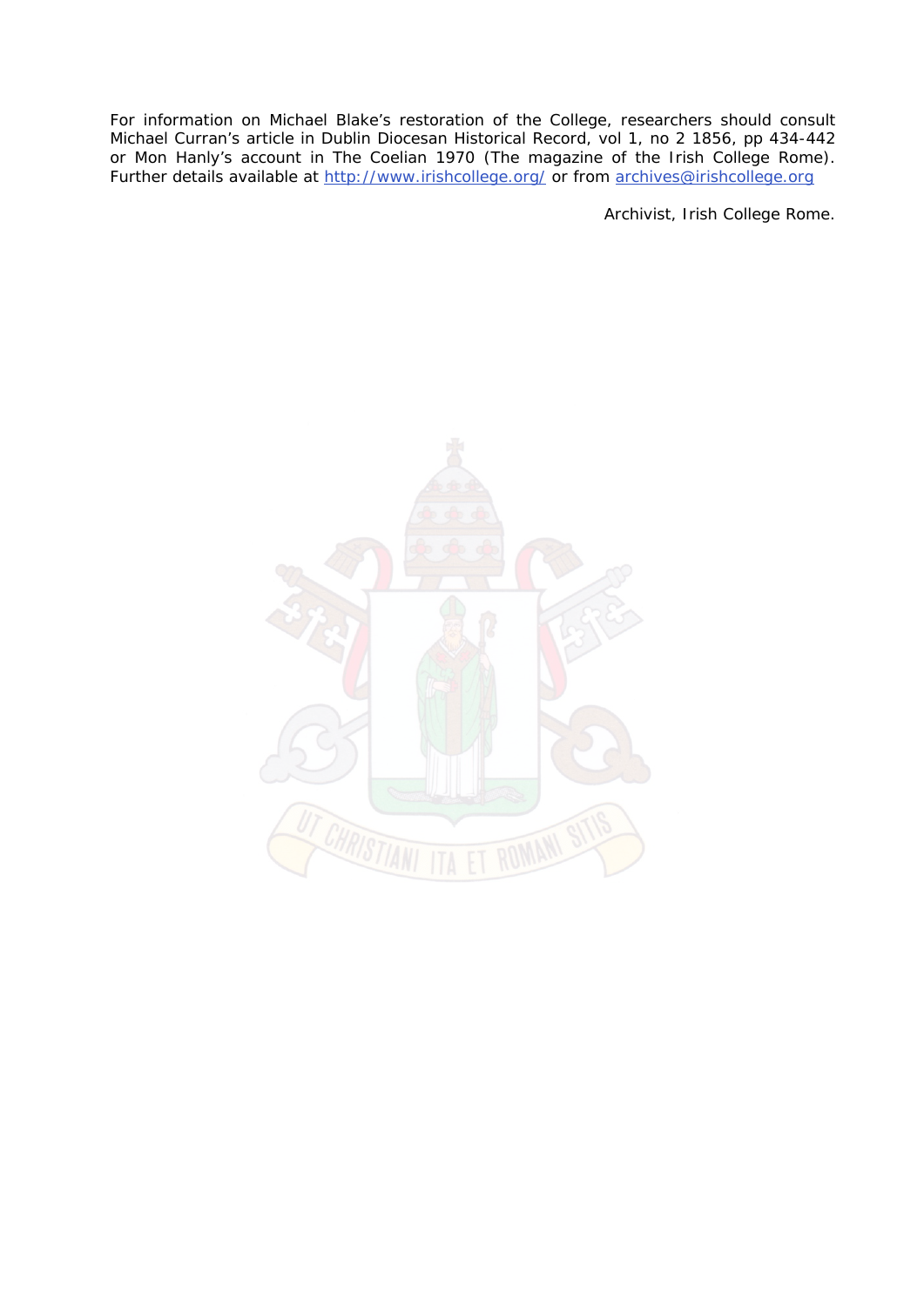For information on Michael Blake's restoration of the College, researchers should consult Michael Curran's article in Dublin Diocesan Historical Record, vol 1, no 2 1856, pp 434-442 or Mon Hanly's account in The Coelian 1970 (The magazine of the Irish College Rome). Further details available at http://www.irishcollege.org/ or from archives@irishcollege.org

Archivist, Irish College Rome.